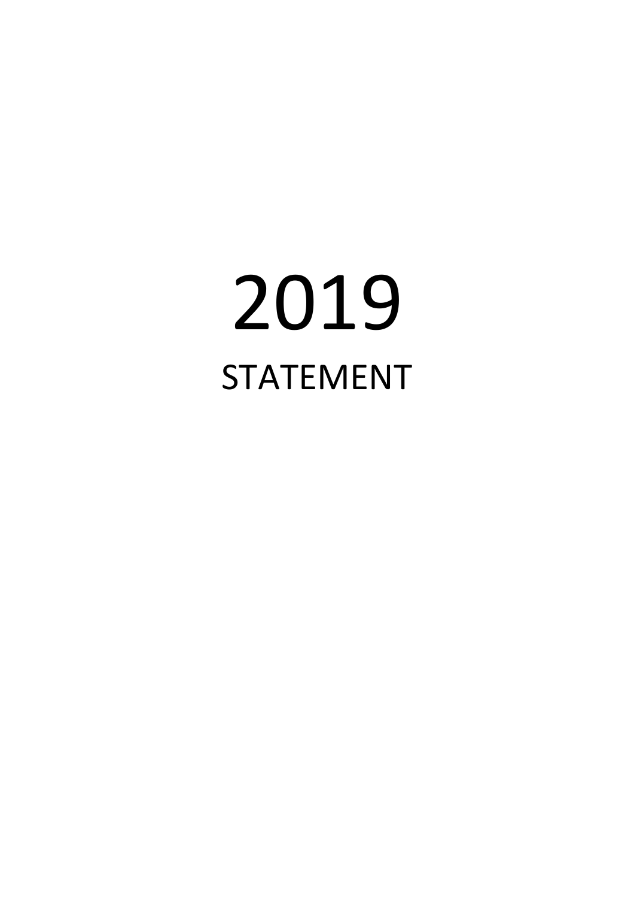# 2019

## STATEMENT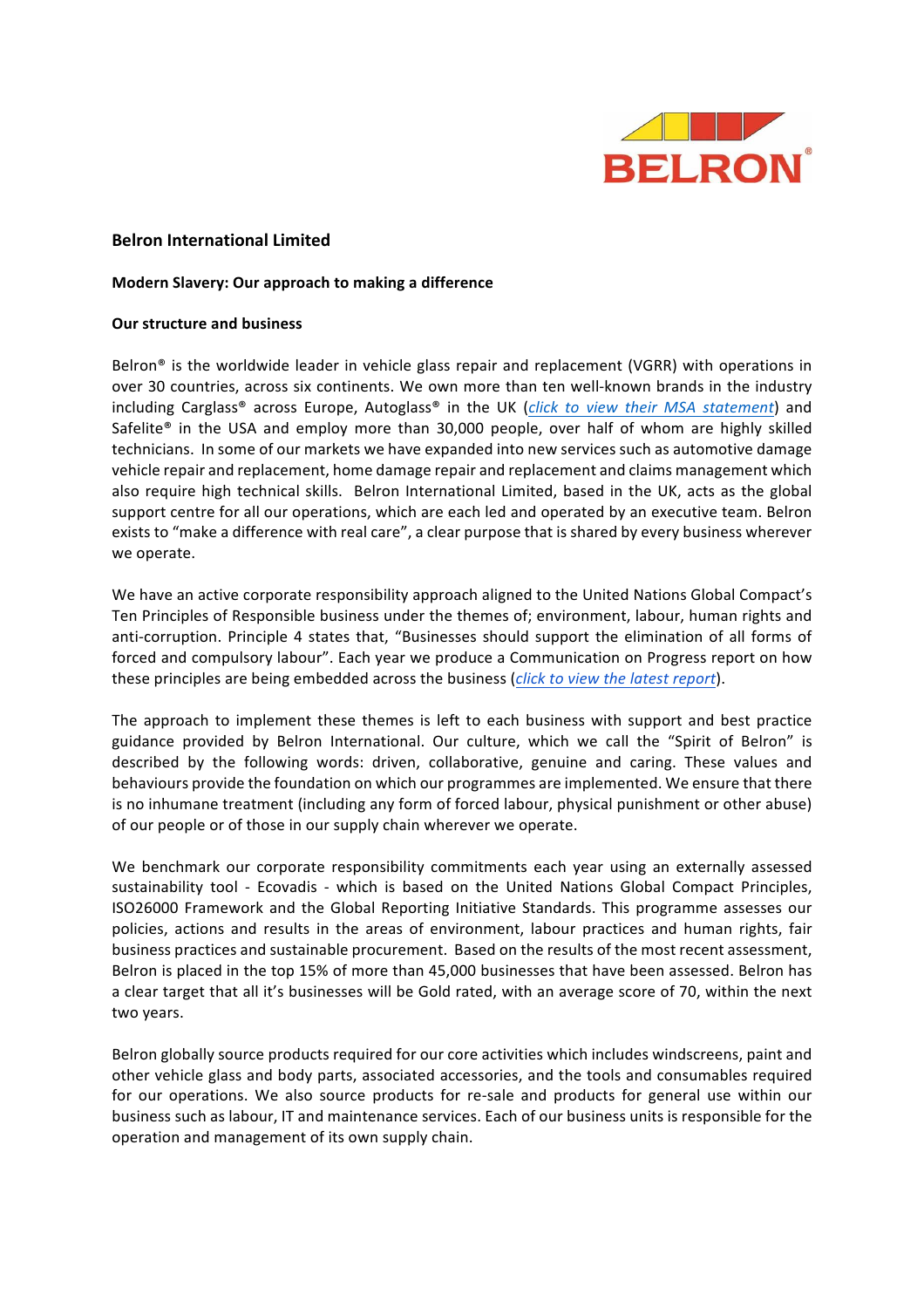BELRON®

**Belron International Limited**

**Modern Slavery: Our approach to making a difference**

**Our structure and business**

Belron® is the worldwide leader in vehicle glass repair and replacement (VGRR) with operations in over 30 countries, across six continents. We own more than ten well-known brands in the industry including Carglass® across Europe, Autoglass® in the UK (*click to view their MSA statement*) and Safelite® in the USA and employ more than 30,000 people, over half of whom are highly skilled technicians. In some of our markets we have expanded into new services such as automotive damage vehicle repair and replacement, home damage repair and replacement and claims management which also require high technical skills. Belron International Limited, based in the UK, acts as the global support centre for all our operations, which are each led and operated by an executive team. Belron exists to "make a difference with real care", a clear purpose that is shared by every business wherever we operate.

We have an active corporate responsibility approach aligned to the United Nations Global Compact's Ten Principles of Responsible business under the themes of; environment, labour, human rights and anti-corruption. Principle 4 states that, "Businesses should support the elimination of all forms of forced and compulsory labour". Each year we produce a Communication on Progress report on how these principles are being embedded across the business (*click to view the latest report*).

The approach to implement these themes is left to each business with support and best practice guidance provided by Belron International. Our culture, which we call the "Spirit of Belron" is described by the following words: driven, collaborative, genuine and caring. These values and behaviours provide the foundation on which our programmes are implemented. We ensure that there is no inhumane treatment (including any form of forced labour, physical punishment or other abuse) of our people or of those in our supply chain wherever we operate.

We benchmark our corporate responsibility commitments each year using an externally assessed sustainability tool - Ecovadis - which is based on the United Nations Global Compact Principles, ISO26000 Framework and the Global Reporting Initiative Standards. This programme assesses our policies, actions and results in the areas of environment, labour practices and human rights, fair business practices and sustainable procurement. Based on the results of the most recent assessment, Belron is placed in the top 15% of more than 45,000 businesses that have been assessed. Belron has a clear target that all it's businesses will be Gold rated, with an average score of 70, within the next two years.

Belron globally source products required for our core activities which includes windscreens, paint and other vehicle glass and body parts, associated accessories, and the tools and consumables required for our operations. We also source products for re-sale and products for general use within our business such as labour, IT and maintenance services. Each of our business units is responsible for the operation and management of its own supply chain.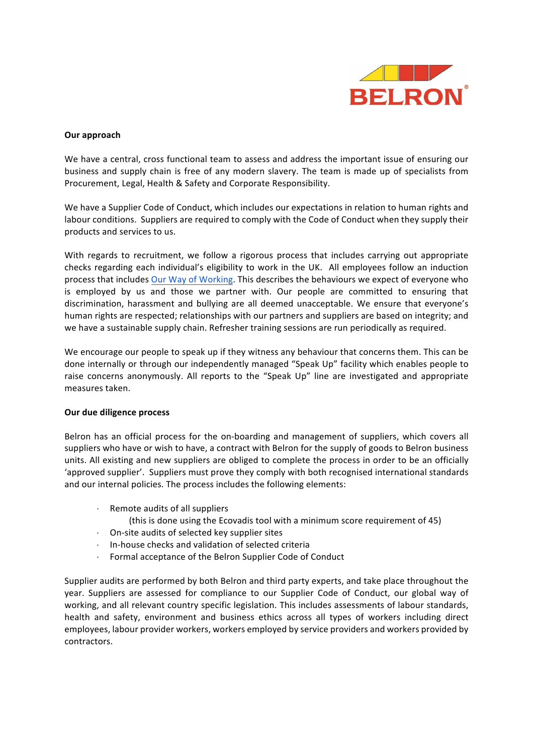**Our approach**

We have a central, cross functional team to assess and address the important issue of ensuring our business and supply chain is free of any modern slavery. The team is made up of specialists from Procurement, Legal, Health & Safety and Corporate Responsibility.

We have a Supplier Code of Conduct, which includes our expectations in relation to human rights and labour conditions. Suppliers are required to comply with the Code of Conduct when they supply their products and services to us.

With regards to recruitment, we follow a rigorous process that includes carrying out appropriate checks regarding each individual's eligibility to work in the UK. All employees follow an induction process that includes Our Way of Working. This describes the behaviours we expect of everyone who is employed by us and those we partner with. Our people are committed to ensuring that discrimination, harassment and bullying are all deemed unacceptable. We ensure that everyone's human rights are respected; relationships with our partners and suppliers are based on integrity; and we have a sustainable supply chain. Refresher training sessions are run periodically as required.

We encourage our people to speak up if they witness any behaviour that concerns them. This can be done internally or through our independently managed "Speak Up" facility which enables people to raise concerns anonymously. All reports to the "Speak Up" line are investigated and appropriate measures taken.

**Our due diligence process**

Belron has an official process for the on-boarding and management of suppliers, which covers all suppliers who have or wish to have, a contract with Belron for the supply of goods to Belron business units. All existing and new suppliers are obliged to complete the process in order to be an officially 'approved supplier'. Suppliers must prove they comply with both recognised international standards and our internal policies. The process includes the following elements:

- Remote audits of all suppliers
  (this is done using the Ecovadis tool with a minimum score requirement of 45)
- On-site audits of selected key supplier sites
- In-house checks and validation of selected criteria
- Formal acceptance of the Belron Supplier Code of Conduct

Supplier audits are performed by both Belron and third party experts, and take place throughout the year. Suppliers are assessed for compliance to our Supplier Code of Conduct, our global way of working, and all relevant country specific legislation. This includes assessments of labour standards, health and safety, environment and business ethics across all types of workers including direct employees, labour provider workers, workers employed by service providers and workers provided by contractors.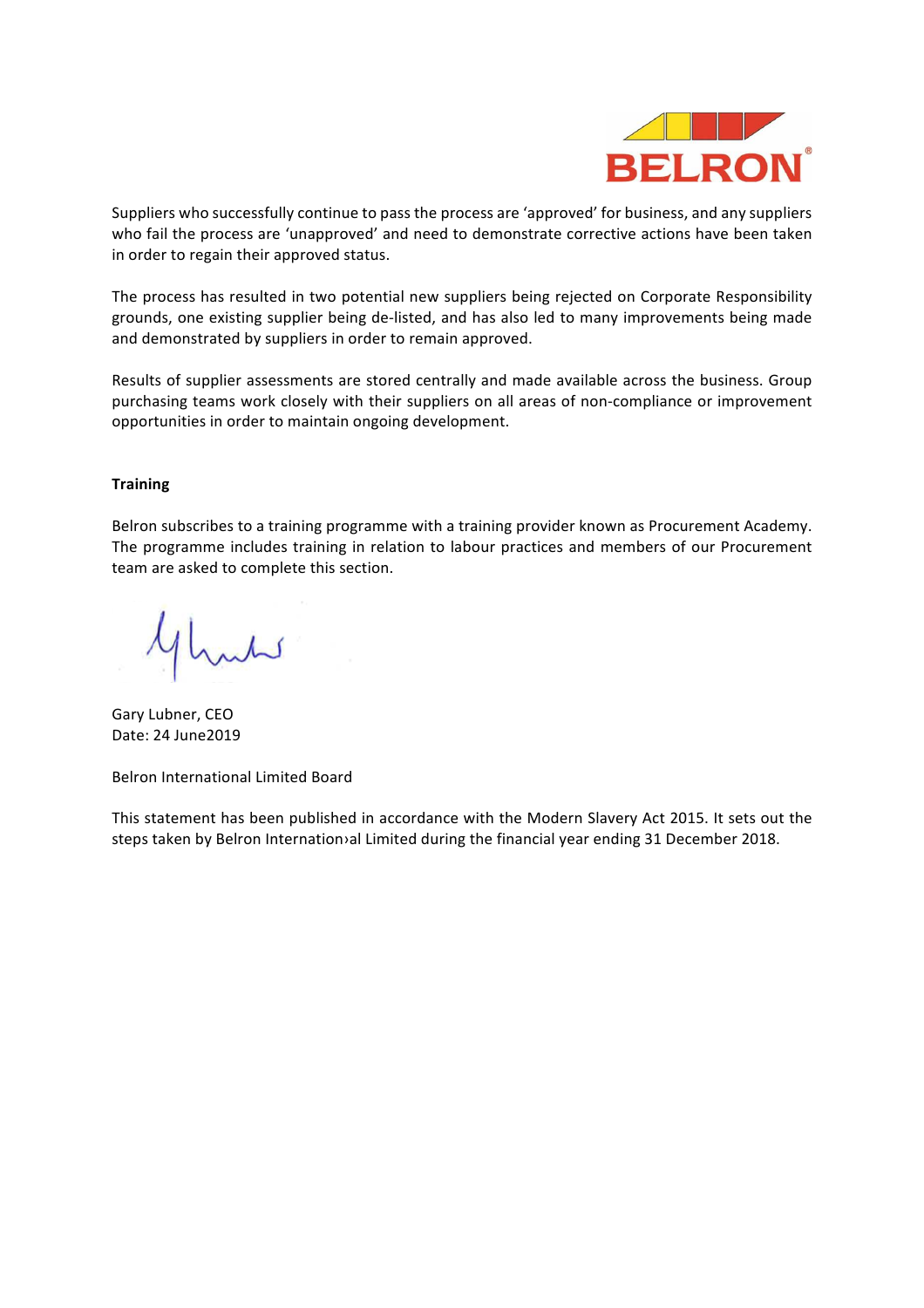Suppliers who successfully continue to pass the process are 'approved' for business, and any suppliers who fail the process are 'unapproved' and need to demonstrate corrective actions have been taken in order to regain their approved status.

The process has resulted in two potential new suppliers being rejected on Corporate Responsibility grounds, one existing supplier being de-listed, and has also led to many improvements being made and demonstrated by suppliers in order to remain approved.

Results of supplier assessments are stored centrally and made available across the business. Group purchasing teams work closely with their suppliers on all areas of non-compliance or improvement opportunities in order to maintain ongoing development.

**Training**

Belron subscribes to a training programme with a training provider known as Procurement Academy. The programme includes training in relation to labour practices and members of our Procurement team are asked to complete this section.

Gary Lubner, CEO
Date: 24 June2019

Belron International Limited Board

This statement has been published in accordance with the Modern Slavery Act 2015. It sets out the steps taken by Belron Internation›al Limited during the financial year ending 31 December 2018.